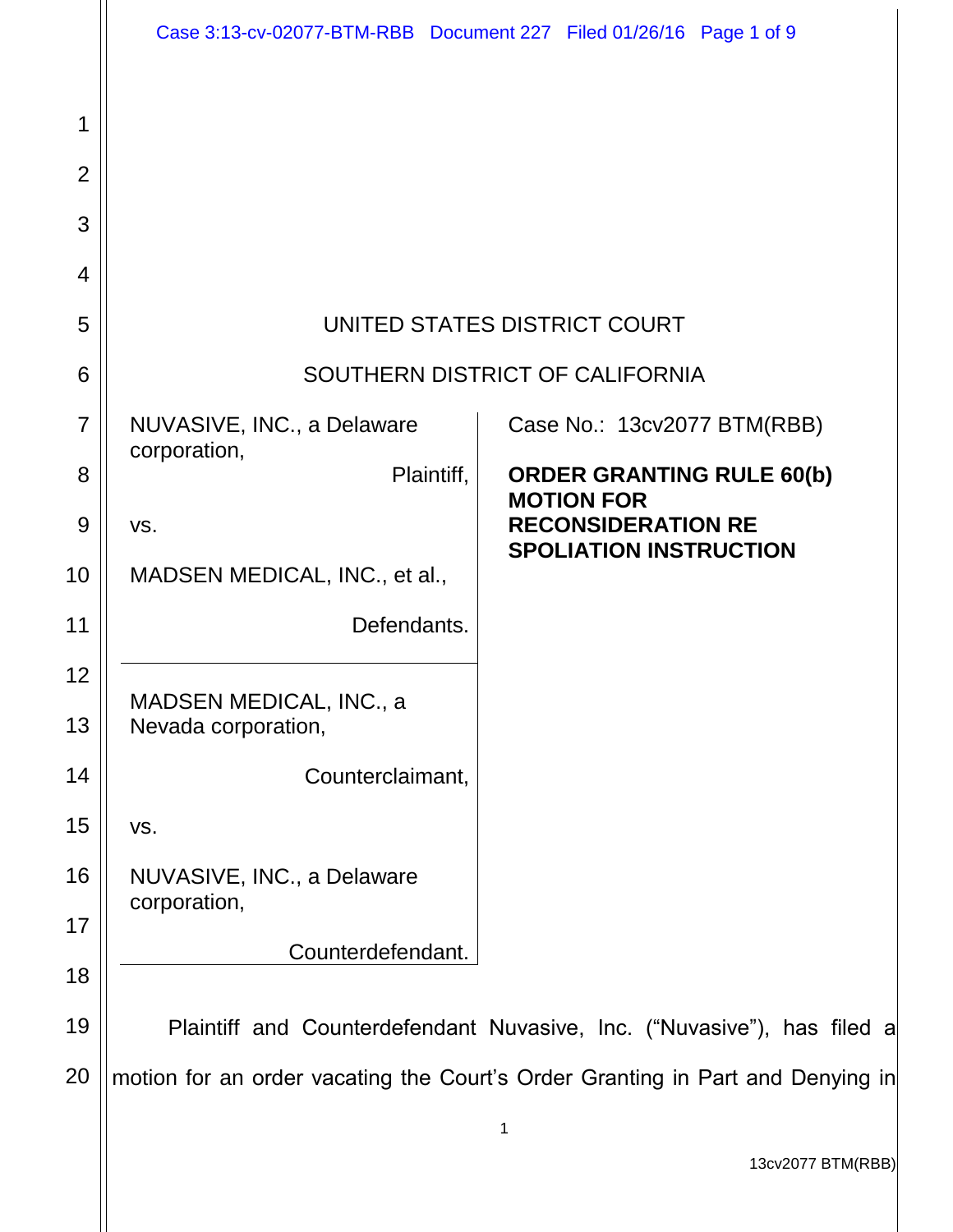UNITED STATES DISTRICT COURT

SOUTHERN DISTRICT OF CALIFORNIA

| | |
|---|---|
| NUVASIVE, INC., a Delaware corporation, Plaintiff, vs. MADSEN MEDICAL, INC., et al., Defendants. | Case No.: 13cv2077 BTM(RBB) **ORDER GRANTING RULE 60(b) MOTION FOR RECONSIDERATION RE SPOLIATION INSTRUCTION** |
| MADSEN MEDICAL, INC., a Nevada corporation, Counterclaimant, vs. NUVASIVE, INC., a Delaware corporation, Counterdefendant. | |

Plaintiff and Counterdefendant Nuvasive, Inc. ("Nuvasive"), has filed a motion for an order vacating the Court's Order Granting in Part and Denying in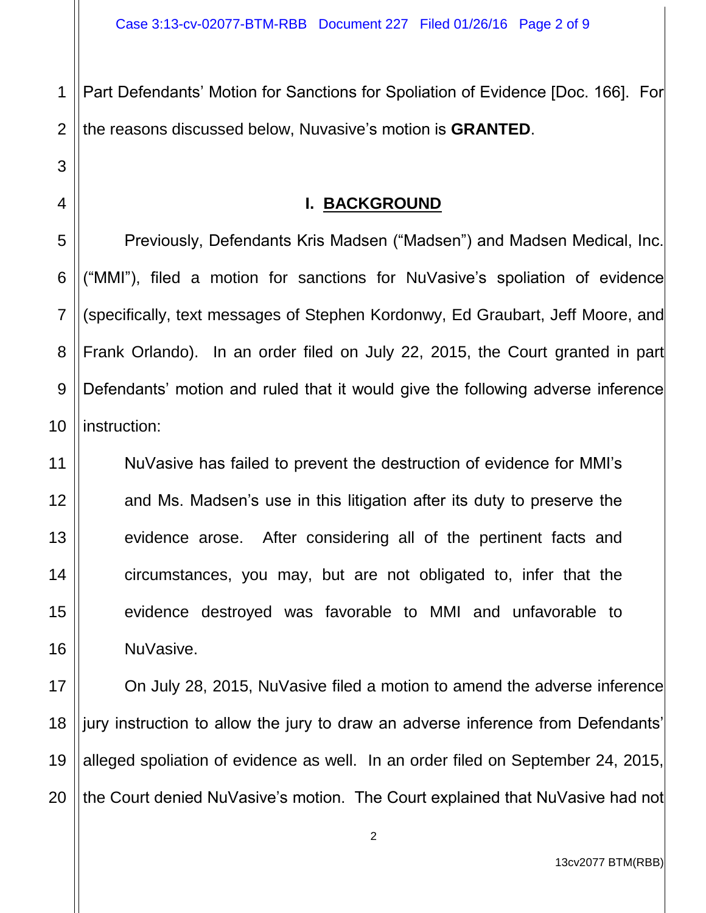Part Defendants' Motion for Sanctions for Spoliation of Evidence [Doc. 166]. For the reasons discussed below, Nuvasive's motion is **GRANTED**.

## I. BACKGROUND

Previously, Defendants Kris Madsen ("Madsen") and Madsen Medical, Inc. ("MMI"), filed a motion for sanctions for NuVasive's spoliation of evidence (specifically, text messages of Stephen Kordonwy, Ed Graubart, Jeff Moore, and Frank Orlando). In an order filed on July 22, 2015, the Court granted in part Defendants' motion and ruled that it would give the following adverse inference instruction:

> NuVasive has failed to prevent the destruction of evidence for MMI's and Ms. Madsen's use in this litigation after its duty to preserve the evidence arose. After considering all of the pertinent facts and circumstances, you may, but are not obligated to, infer that the evidence destroyed was favorable to MMI and unfavorable to NuVasive.

On July 28, 2015, NuVasive filed a motion to amend the adverse inference jury instruction to allow the jury to draw an adverse inference from Defendants' alleged spoliation of evidence as well. In an order filed on September 24, 2015, the Court denied NuVasive's motion. The Court explained that NuVasive had not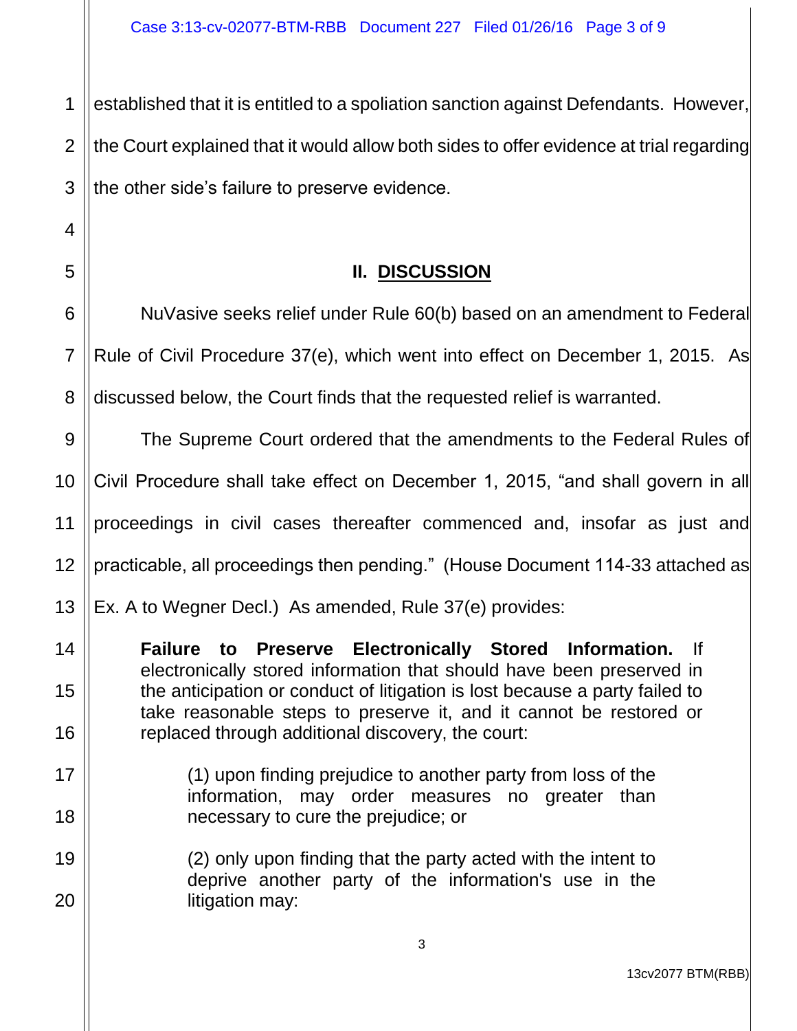established that it is entitled to a spoliation sanction against Defendants. However, the Court explained that it would allow both sides to offer evidence at trial regarding the other side's failure to preserve evidence.

## II. DISCUSSION

NuVasive seeks relief under Rule 60(b) based on an amendment to Federal Rule of Civil Procedure 37(e), which went into effect on December 1, 2015. As discussed below, the Court finds that the requested relief is warranted.

The Supreme Court ordered that the amendments to the Federal Rules of Civil Procedure shall take effect on December 1, 2015, "and shall govern in all proceedings in civil cases thereafter commenced and, insofar as just and practicable, all proceedings then pending." (House Document 114-33 attached as Ex. A to Wegner Decl.) As amended, Rule 37(e) provides:

> **Failure to Preserve Electronically Stored Information.** If electronically stored information that should have been preserved in the anticipation or conduct of litigation is lost because a party failed to take reasonable steps to preserve it, and it cannot be restored or replaced through additional discovery, the court:
>
> > (1) upon finding prejudice to another party from loss of the information, may order measures no greater than necessary to cure the prejudice; or
> >
> > (2) only upon finding that the party acted with the intent to deprive another party of the information's use in the litigation may: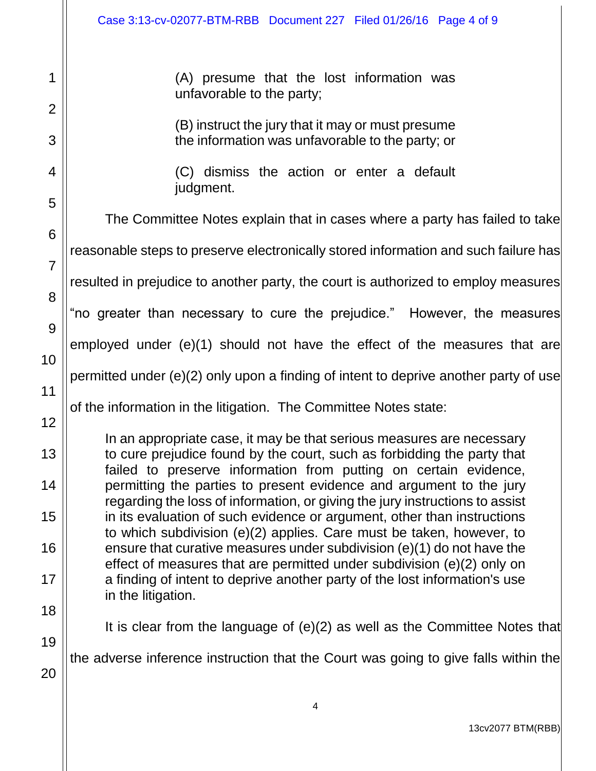> (A) presume that the lost information was unfavorable to the party;
>
> (B) instruct the jury that it may or must presume the information was unfavorable to the party; or
>
> (C) dismiss the action or enter a default judgment.

The Committee Notes explain that in cases where a party has failed to take reasonable steps to preserve electronically stored information and such failure has resulted in prejudice to another party, the court is authorized to employ measures "no greater than necessary to cure the prejudice." However, the measures employed under (e)(1) should not have the effect of the measures that are permitted under (e)(2) only upon a finding of intent to deprive another party of use of the information in the litigation. The Committee Notes state:

> In an appropriate case, it may be that serious measures are necessary to cure prejudice found by the court, such as forbidding the party that failed to preserve information from putting on certain evidence, permitting the parties to present evidence and argument to the jury regarding the loss of information, or giving the jury instructions to assist in its evaluation of such evidence or argument, other than instructions to which subdivision (e)(2) applies. Care must be taken, however, to ensure that curative measures under subdivision (e)(1) do not have the effect of measures that are permitted under subdivision (e)(2) only on a finding of intent to deprive another party of the lost information's use in the litigation.

It is clear from the language of (e)(2) as well as the Committee Notes that the adverse inference instruction that the Court was going to give falls within the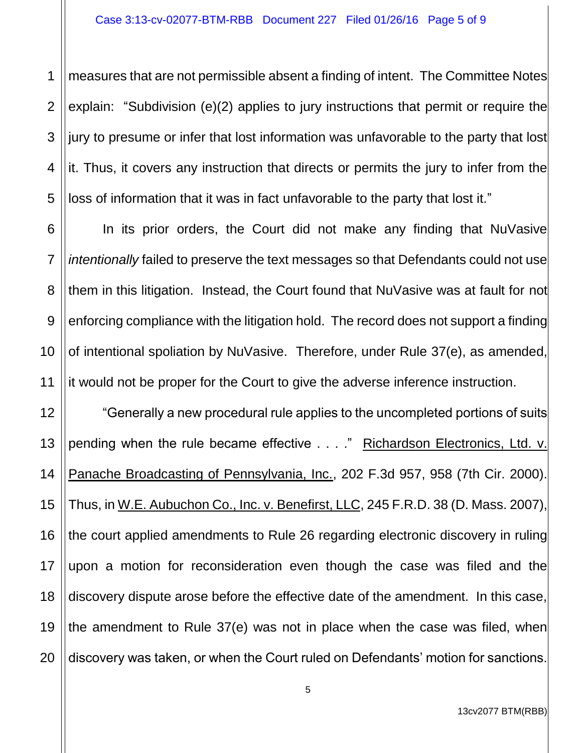measures that are not permissible absent a finding of intent. The Committee Notes explain: "Subdivision (e)(2) applies to jury instructions that permit or require the jury to presume or infer that lost information was unfavorable to the party that lost it. Thus, it covers any instruction that directs or permits the jury to infer from the loss of information that it was in fact unfavorable to the party that lost it."

In its prior orders, the Court did not make any finding that NuVasive *intentionally* failed to preserve the text messages so that Defendants could not use them in this litigation. Instead, the Court found that NuVasive was at fault for not enforcing compliance with the litigation hold. The record does not support a finding of intentional spoliation by NuVasive. Therefore, under Rule 37(e), as amended, it would not be proper for the Court to give the adverse inference instruction.

"Generally a new procedural rule applies to the uncompleted portions of suits pending when the rule became effective . . . ." Richardson Electronics, Ltd. v. Panache Broadcasting of Pennsylvania, Inc., 202 F.3d 957, 958 (7th Cir. 2000). Thus, in W.E. Aubuchon Co., Inc. v. Benefirst, LLC, 245 F.R.D. 38 (D. Mass. 2007), the court applied amendments to Rule 26 regarding electronic discovery in ruling upon a motion for reconsideration even though the case was filed and the discovery dispute arose before the effective date of the amendment. In this case, the amendment to Rule 37(e) was not in place when the case was filed, when discovery was taken, or when the Court ruled on Defendants' motion for sanctions.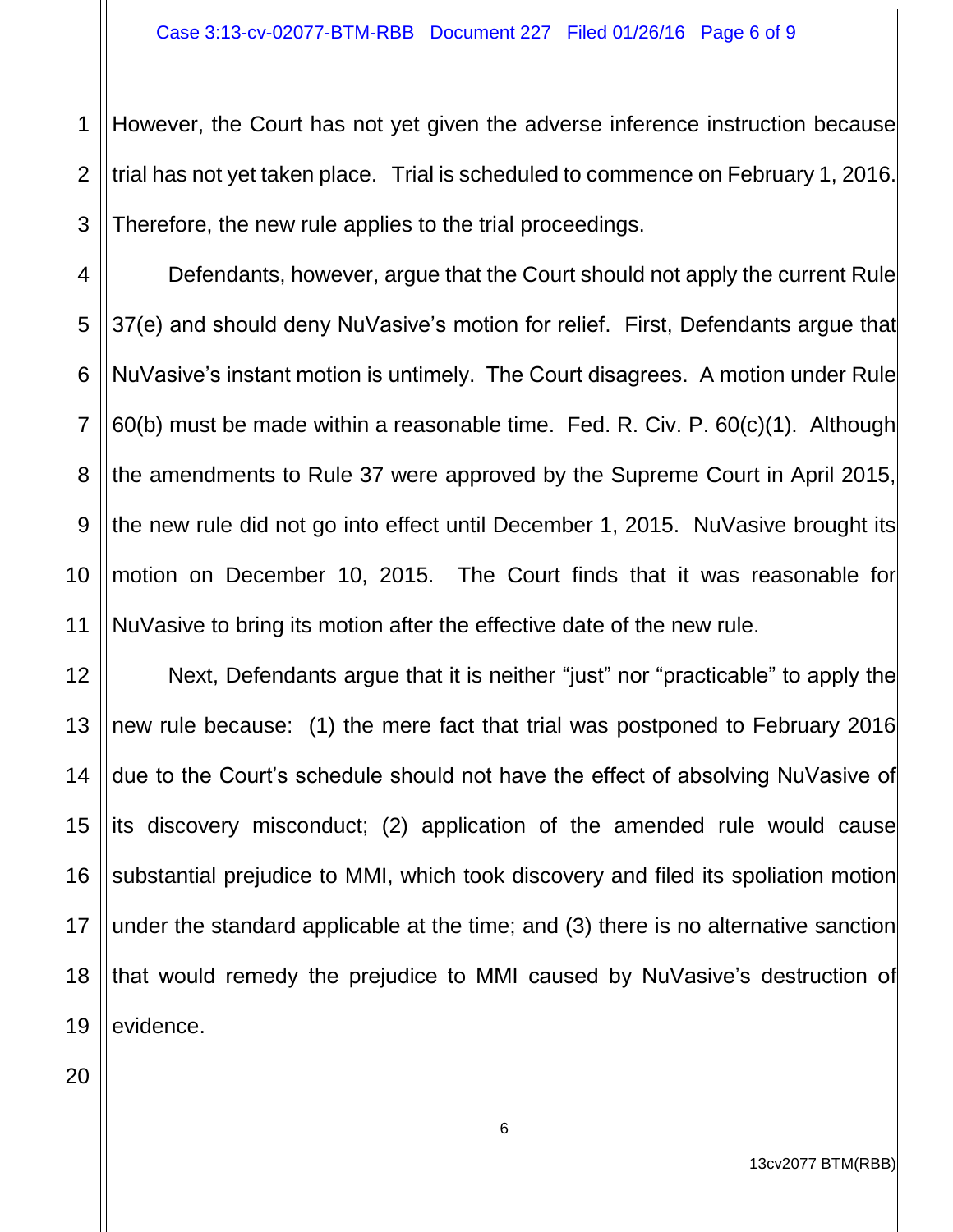However, the Court has not yet given the adverse inference instruction because trial has not yet taken place. Trial is scheduled to commence on February 1, 2016. Therefore, the new rule applies to the trial proceedings.

Defendants, however, argue that the Court should not apply the current Rule 37(e) and should deny NuVasive's motion for relief. First, Defendants argue that NuVasive's instant motion is untimely. The Court disagrees. A motion under Rule 60(b) must be made within a reasonable time. Fed. R. Civ. P. 60(c)(1). Although the amendments to Rule 37 were approved by the Supreme Court in April 2015, the new rule did not go into effect until December 1, 2015. NuVasive brought its motion on December 10, 2015. The Court finds that it was reasonable for NuVasive to bring its motion after the effective date of the new rule.

Next, Defendants argue that it is neither "just" nor "practicable" to apply the new rule because: (1) the mere fact that trial was postponed to February 2016 due to the Court's schedule should not have the effect of absolving NuVasive of its discovery misconduct; (2) application of the amended rule would cause substantial prejudice to MMI, which took discovery and filed its spoliation motion under the standard applicable at the time; and (3) there is no alternative sanction that would remedy the prejudice to MMI caused by NuVasive's destruction of evidence.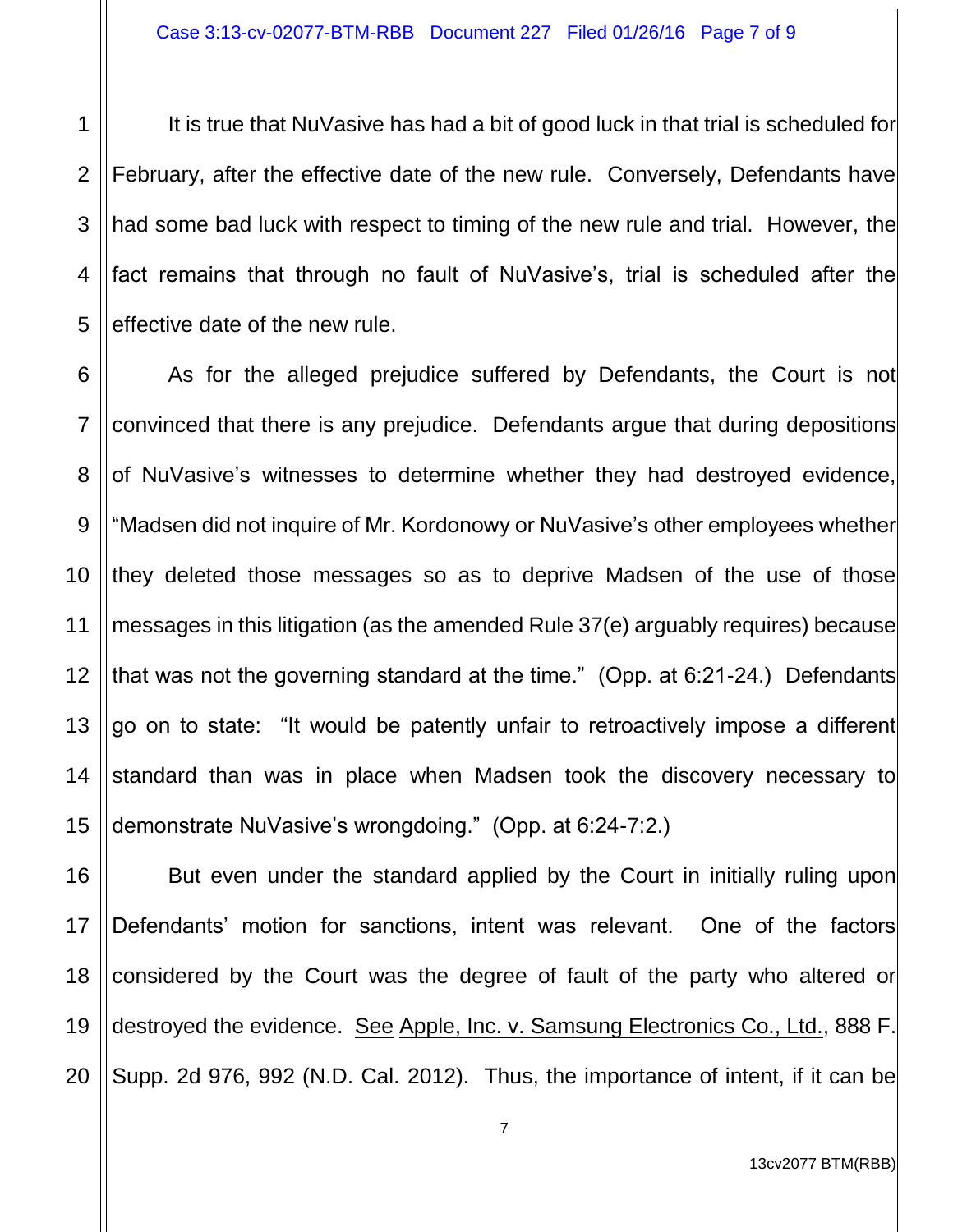It is true that NuVasive has had a bit of good luck in that trial is scheduled for February, after the effective date of the new rule. Conversely, Defendants have had some bad luck with respect to timing of the new rule and trial. However, the fact remains that through no fault of NuVasive's, trial is scheduled after the effective date of the new rule.

As for the alleged prejudice suffered by Defendants, the Court is not convinced that there is any prejudice. Defendants argue that during depositions of NuVasive's witnesses to determine whether they had destroyed evidence, "Madsen did not inquire of Mr. Kordonowy or NuVasive's other employees whether they deleted those messages so as to deprive Madsen of the use of those messages in this litigation (as the amended Rule 37(e) arguably requires) because that was not the governing standard at the time." (Opp. at 6:21-24.) Defendants go on to state: "It would be patently unfair to retroactively impose a different standard than was in place when Madsen took the discovery necessary to demonstrate NuVasive's wrongdoing." (Opp. at 6:24-7:2.)

But even under the standard applied by the Court in initially ruling upon Defendants' motion for sanctions, intent was relevant. One of the factors considered by the Court was the degree of fault of the party who altered or destroyed the evidence. See Apple, Inc. v. Samsung Electronics Co., Ltd., 888 F. Supp. 2d 976, 992 (N.D. Cal. 2012). Thus, the importance of intent, if it can be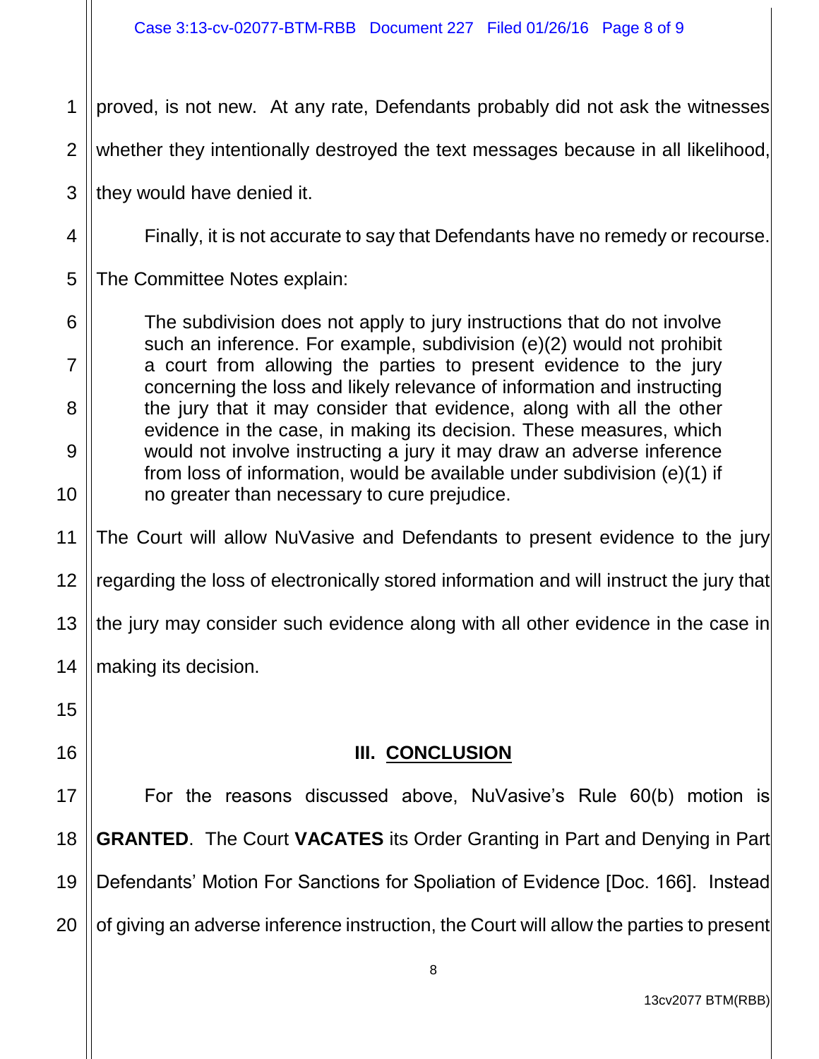proved, is not new. At any rate, Defendants probably did not ask the witnesses whether they intentionally destroyed the text messages because in all likelihood, they would have denied it.

Finally, it is not accurate to say that Defendants have no remedy or recourse. The Committee Notes explain:

> The subdivision does not apply to jury instructions that do not involve such an inference. For example, subdivision (e)(2) would not prohibit a court from allowing the parties to present evidence to the jury concerning the loss and likely relevance of information and instructing the jury that it may consider that evidence, along with all the other evidence in the case, in making its decision. These measures, which would not involve instructing a jury it may draw an adverse inference from loss of information, would be available under subdivision (e)(1) if no greater than necessary to cure prejudice.

The Court will allow NuVasive and Defendants to present evidence to the jury regarding the loss of electronically stored information and will instruct the jury that the jury may consider such evidence along with all other evidence in the case in making its decision.

## III. CONCLUSION

For the reasons discussed above, NuVasive's Rule 60(b) motion is **GRANTED**. The Court **VACATES** its Order Granting in Part and Denying in Part Defendants' Motion For Sanctions for Spoliation of Evidence [Doc. 166]. Instead of giving an adverse inference instruction, the Court will allow the parties to present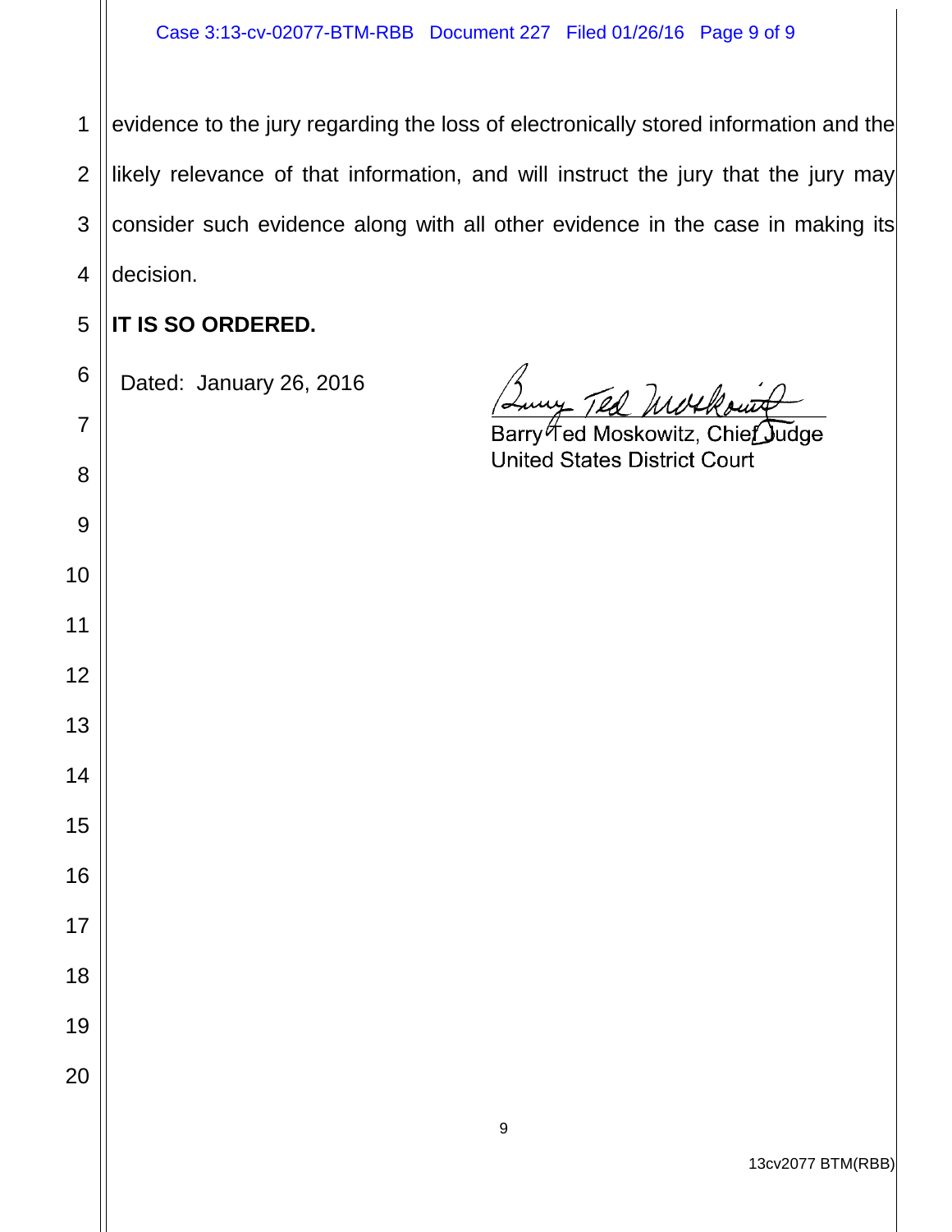evidence to the jury regarding the loss of electronically stored information and the likely relevance of that information, and will instruct the jury that the jury may consider such evidence along with all other evidence in the case in making its decision.

**IT IS SO ORDERED.**

Dated: January 26, 2016

Barry Ted Moskowitz, Chief Judge
United States District Court